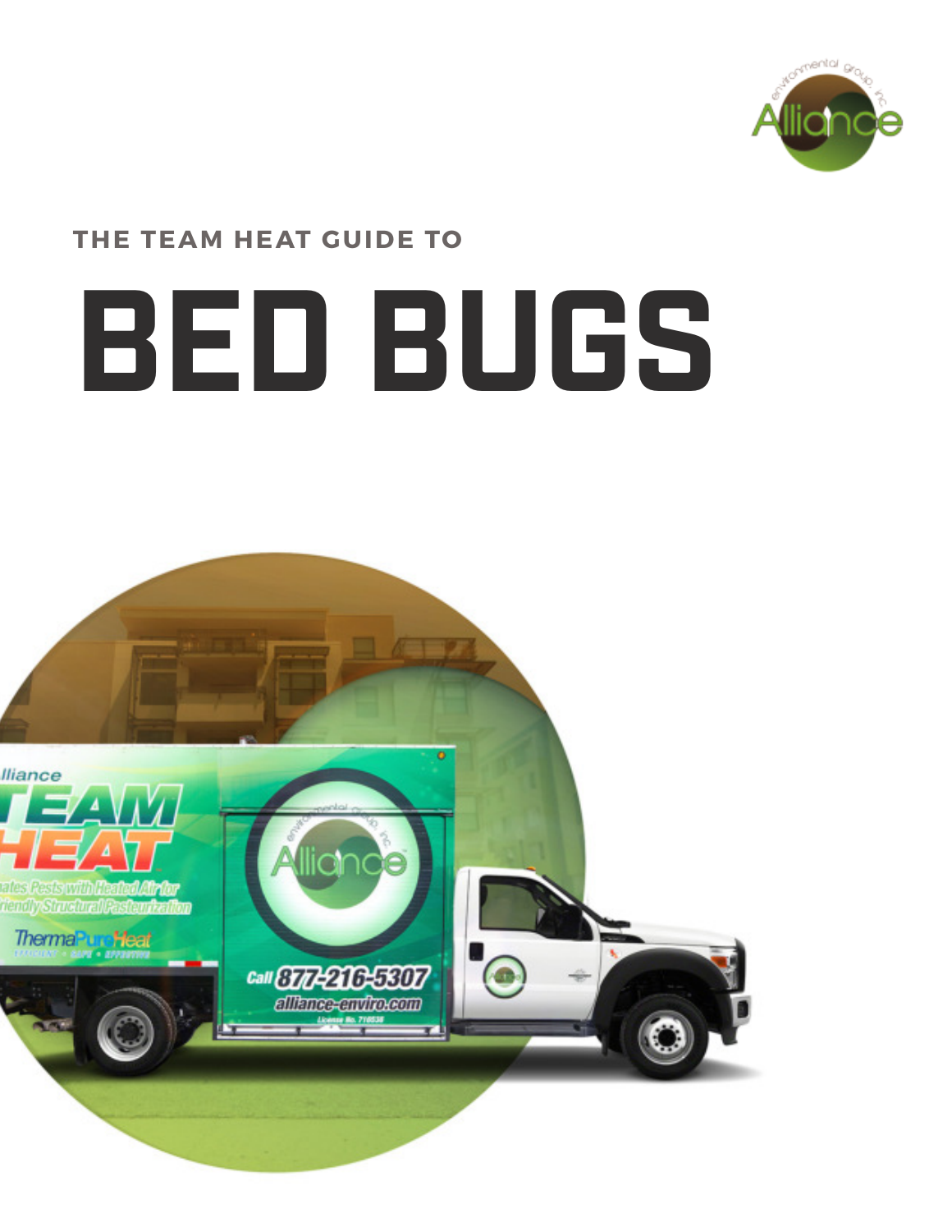THE TEAM HEAT GUIDE TO

# BED BUGS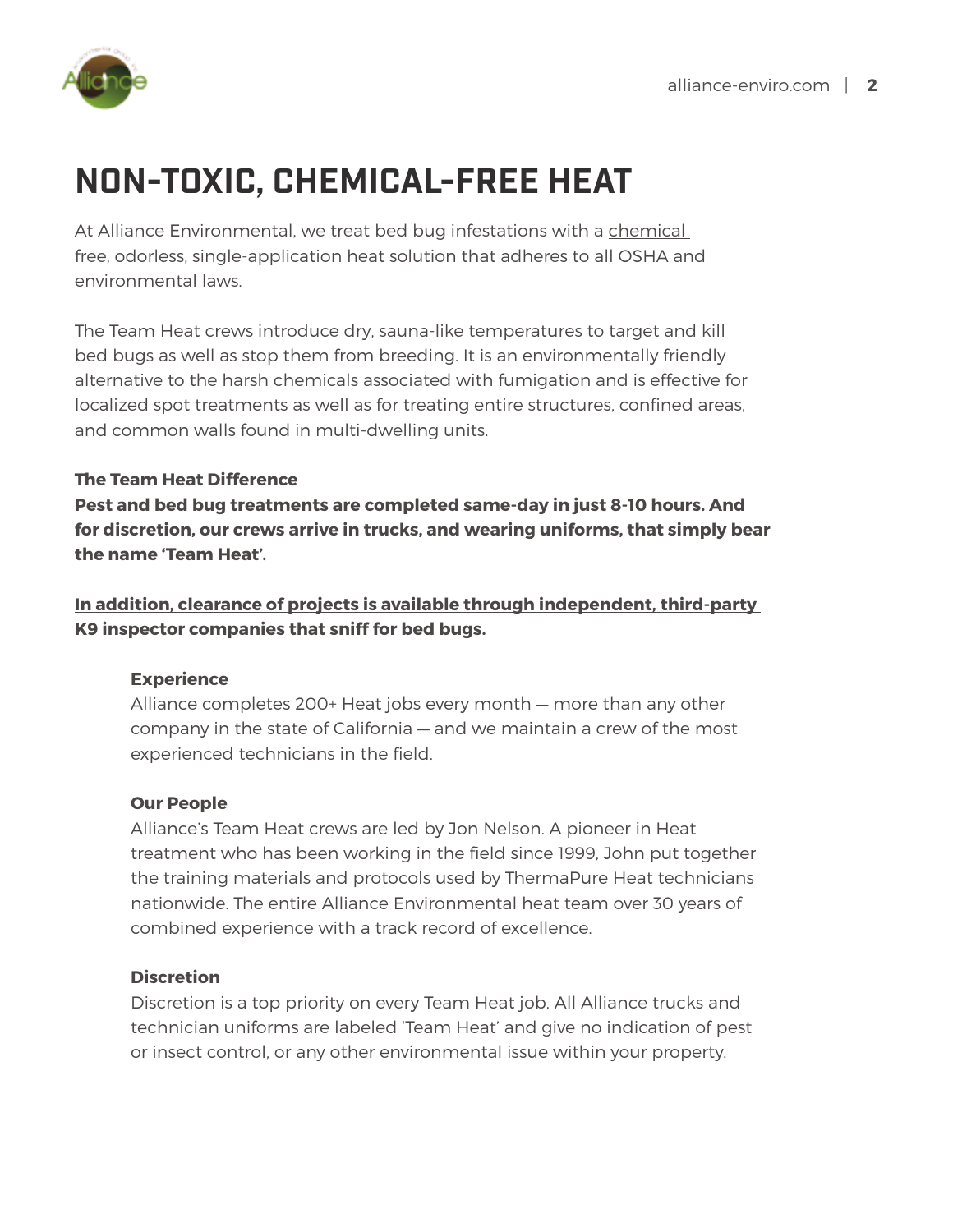# NON-TOXIC, CHEMICAL-FREE HEAT

At Alliance Environmental, we treat bed bug infestations with a chemical free, odorless, single-application heat solution that adheres to all OSHA and environmental laws.

The Team Heat crews introduce dry, sauna-like temperatures to target and kill bed bugs as well as stop them from breeding. It is an environmentally friendly alternative to the harsh chemicals associated with fumigation and is effective for localized spot treatments as well as for treating entire structures, confined areas, and common walls found in multi-dwelling units.

**The Team Heat Difference**
**Pest and bed bug treatments are completed same-day in just 8-10 hours. And for discretion, our crews arrive in trucks, and wearing uniforms, that simply bear the name 'Team Heat'.**

**In addition, clearance of projects is available through independent, third-party K9 inspector companies that sniff for bed bugs.**

**Experience**
Alliance completes 200+ Heat jobs every month — more than any other company in the state of California — and we maintain a crew of the most experienced technicians in the field.

**Our People**
Alliance's Team Heat crews are led by Jon Nelson. A pioneer in Heat treatment who has been working in the field since 1999, John put together the training materials and protocols used by ThermaPure Heat technicians nationwide. The entire Alliance Environmental heat team over 30 years of combined experience with a track record of excellence.

**Discretion**
Discretion is a top priority on every Team Heat job. All Alliance trucks and technician uniforms are labeled 'Team Heat' and give no indication of pest or insect control, or any other environmental issue within your property.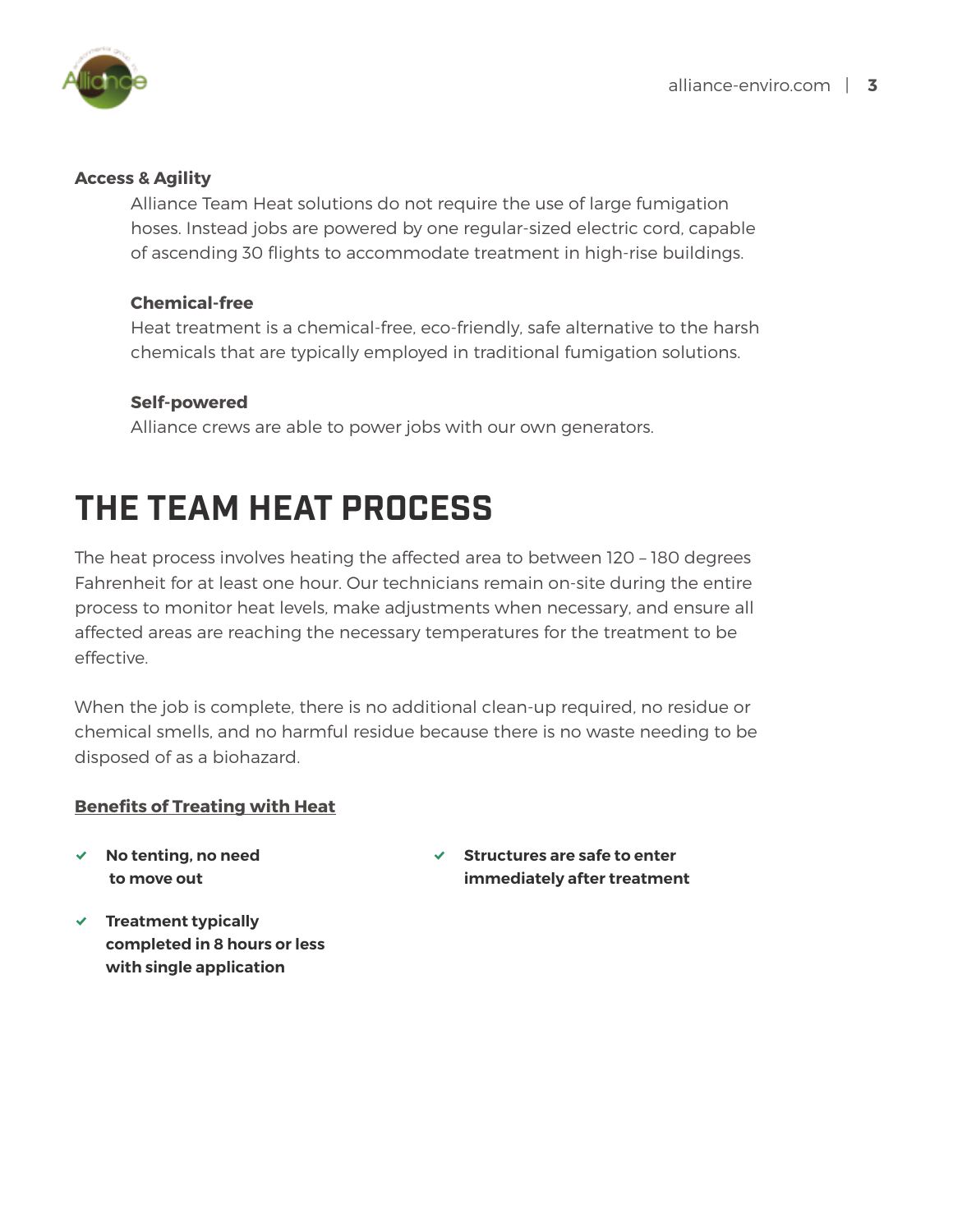**Access & Agility**

Alliance Team Heat solutions do not require the use of large fumigation hoses. Instead jobs are powered by one regular-sized electric cord, capable of ascending 30 flights to accommodate treatment in high-rise buildings.

**Chemical-free**

Heat treatment is a chemical-free, eco-friendly, safe alternative to the harsh chemicals that are typically employed in traditional fumigation solutions.

**Self-powered**

Alliance crews are able to power jobs with our own generators.

# THE TEAM HEAT PROCESS

The heat process involves heating the affected area to between 120 – 180 degrees Fahrenheit for at least one hour. Our technicians remain on-site during the entire process to monitor heat levels, make adjustments when necessary, and ensure all affected areas are reaching the necessary temperatures for the treatment to be effective.

When the job is complete, there is no additional clean-up required, no residue or chemical smells, and no harmful residue because there is no waste needing to be disposed of as a biohazard.

**Benefits of Treating with Heat**

- ✔ **No tenting, no need to move out**
- ✔ **Treatment typically completed in 8 hours or less with single application**
- ✔ **Structures are safe to enter immediately after treatment**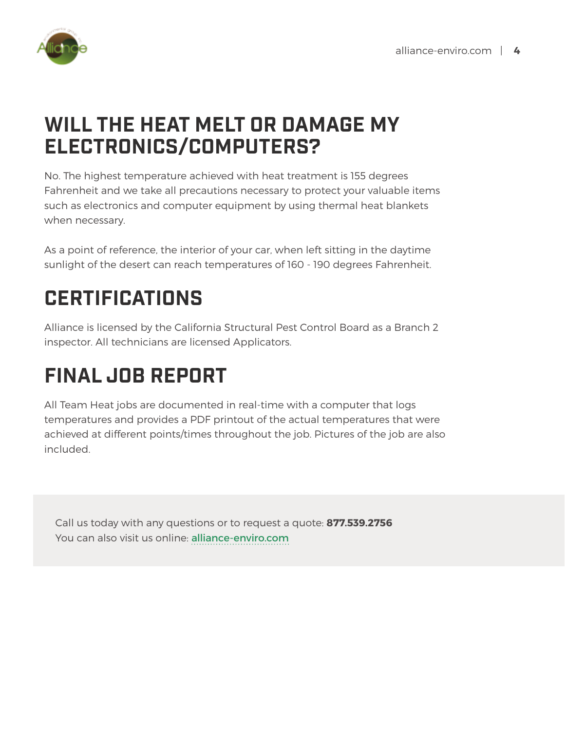# WILL THE HEAT MELT OR DAMAGE MY ELECTRONICS/COMPUTERS?

No. The highest temperature achieved with heat treatment is 155 degrees Fahrenheit and we take all precautions necessary to protect your valuable items such as electronics and computer equipment by using thermal heat blankets when necessary.

As a point of reference, the interior of your car, when left sitting in the daytime sunlight of the desert can reach temperatures of 160 - 190 degrees Fahrenheit.

# CERTIFICATIONS

Alliance is licensed by the California Structural Pest Control Board as a Branch 2 inspector. All technicians are licensed Applicators.

# FINAL JOB REPORT

All Team Heat jobs are documented in real-time with a computer that logs temperatures and provides a PDF printout of the actual temperatures that were achieved at different points/times throughout the job. Pictures of the job are also included.

Call us today with any questions or to request a quote: **877.539.2756**
You can also visit us online: alliance-enviro.com